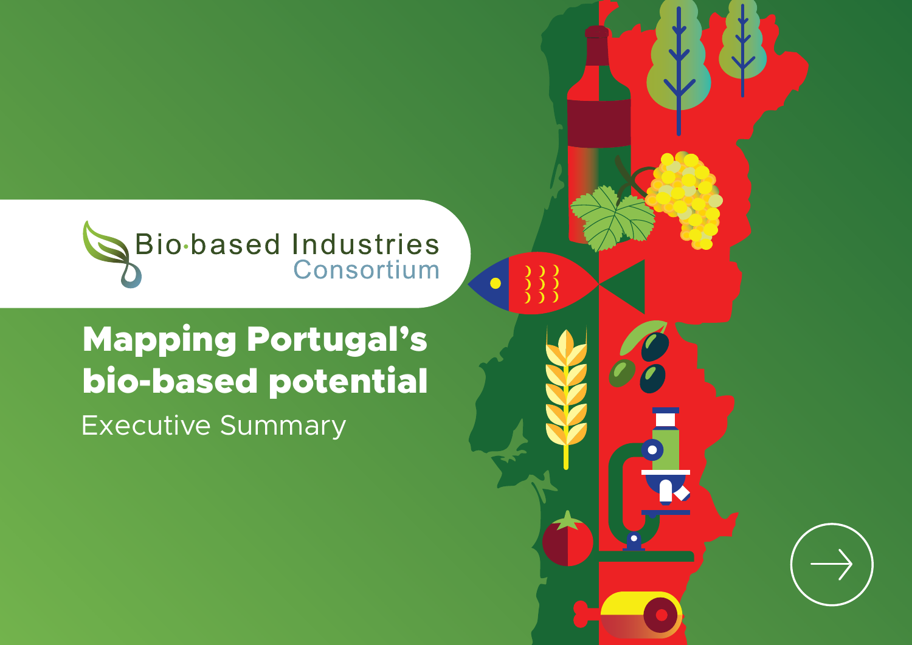Bio·based Industries
Consortium

# Mapping Portugal's bio-based potential

## Executive Summary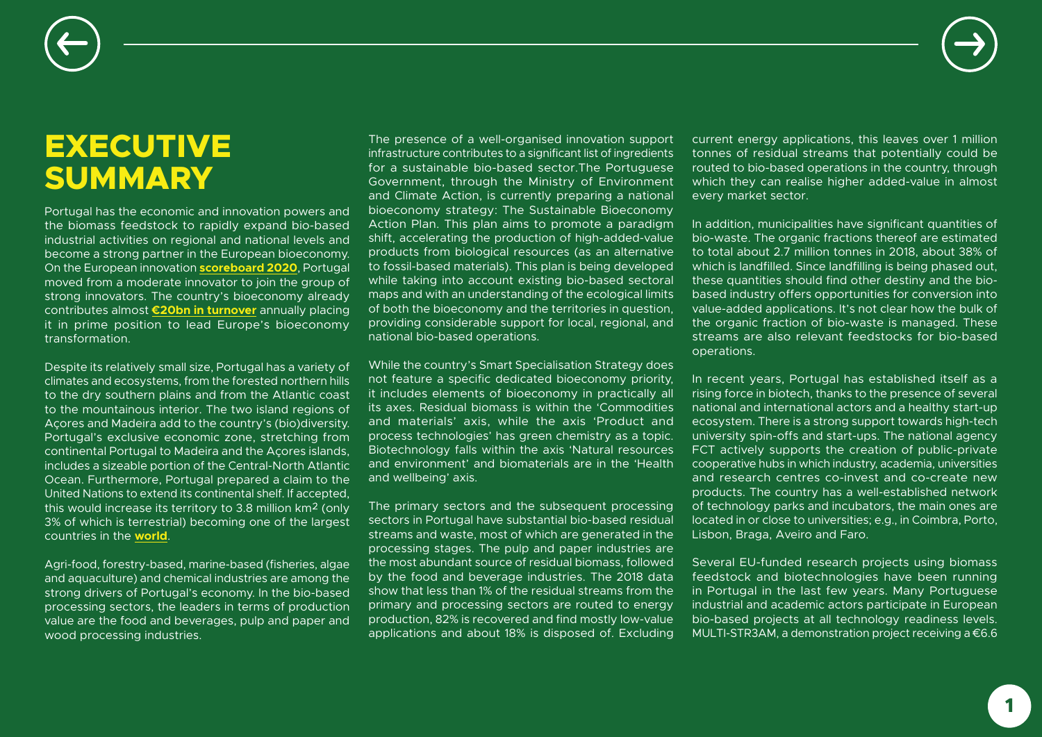# EXECUTIVE SUMMARY

Portugal has the economic and innovation powers and the biomass feedstock to rapidly expand bio-based industrial activities on regional and national levels and become a strong partner in the European bioeconomy. On the European innovation **scoreboard 2020**, Portugal moved from a moderate innovator to join the group of strong innovators. The country's bioeconomy already contributes almost **€20bn in turnover** annually placing it in prime position to lead Europe's bioeconomy transformation.

Despite its relatively small size, Portugal has a variety of climates and ecosystems, from the forested northern hills to the dry southern plains and from the Atlantic coast to the mountainous interior. The two island regions of Açores and Madeira add to the country's (bio)diversity. Portugal's exclusive economic zone, stretching from continental Portugal to Madeira and the Açores islands, includes a sizeable portion of the Central-North Atlantic Ocean. Furthermore, Portugal prepared a claim to the United Nations to extend its continental shelf. If accepted, this would increase its territory to 3.8 million km$^2$ (only 3% of which is terrestrial) becoming one of the largest countries in the **world**.

Agri-food, forestry-based, marine-based (fisheries, algae and aquaculture) and chemical industries are among the strong drivers of Portugal's economy. In the bio-based processing sectors, the leaders in terms of production value are the food and beverages, pulp and paper and wood processing industries.

The presence of a well-organised innovation support infrastructure contributes to a significant list of ingredients for a sustainable bio-based sector.The Portuguese Government, through the Ministry of Environment and Climate Action, is currently preparing a national bioeconomy strategy: The Sustainable Bioeconomy Action Plan. This plan aims to promote a paradigm shift, accelerating the production of high-added-value products from biological resources (as an alternative to fossil-based materials). This plan is being developed while taking into account existing bio-based sectoral maps and with an understanding of the ecological limits of both the bioeconomy and the territories in question, providing considerable support for local, regional, and national bio-based operations.

While the country's Smart Specialisation Strategy does not feature a specific dedicated bioeconomy priority, it includes elements of bioeconomy in practically all its axes. Residual biomass is within the 'Commodities and materials' axis, while the axis 'Product and process technologies' has green chemistry as a topic. Biotechnology falls within the axis 'Natural resources and environment' and biomaterials are in the 'Health and wellbeing' axis.

The primary sectors and the subsequent processing sectors in Portugal have substantial bio-based residual streams and waste, most of which are generated in the processing stages. The pulp and paper industries are the most abundant source of residual biomass, followed by the food and beverage industries. The 2018 data show that less than 1% of the residual streams from the primary and processing sectors are routed to energy production, 82% is recovered and find mostly low-value applications and about 18% is disposed of. Excluding current energy applications, this leaves over 1 million tonnes of residual streams that potentially could be routed to bio-based operations in the country, through which they can realise higher added-value in almost every market sector.

In addition, municipalities have significant quantities of bio-waste. The organic fractions thereof are estimated to total about 2.7 million tonnes in 2018, about 38% of which is landfilled. Since landfilling is being phased out, these quantities should find other destiny and the bio-based industry offers opportunities for conversion into value-added applications. It's not clear how the bulk of the organic fraction of bio-waste is managed. These streams are also relevant feedstocks for bio-based operations.

In recent years, Portugal has established itself as a rising force in biotech, thanks to the presence of several national and international actors and a healthy start-up ecosystem. There is a strong support towards high-tech university spin-offs and start-ups. The national agency FCT actively supports the creation of public-private cooperative hubs in which industry, academia, universities and research centres co-invest and co-create new products. The country has a well-established network of technology parks and incubators, the main ones are located in or close to universities; e.g., in Coimbra, Porto, Lisbon, Braga, Aveiro and Faro.

Several EU-funded research projects using biomass feedstock and biotechnologies have been running in Portugal in the last few years. Many Portuguese industrial and academic actors participate in European bio-based projects at all technology readiness levels. MULTI-STR3AM, a demonstration project receiving a €6.6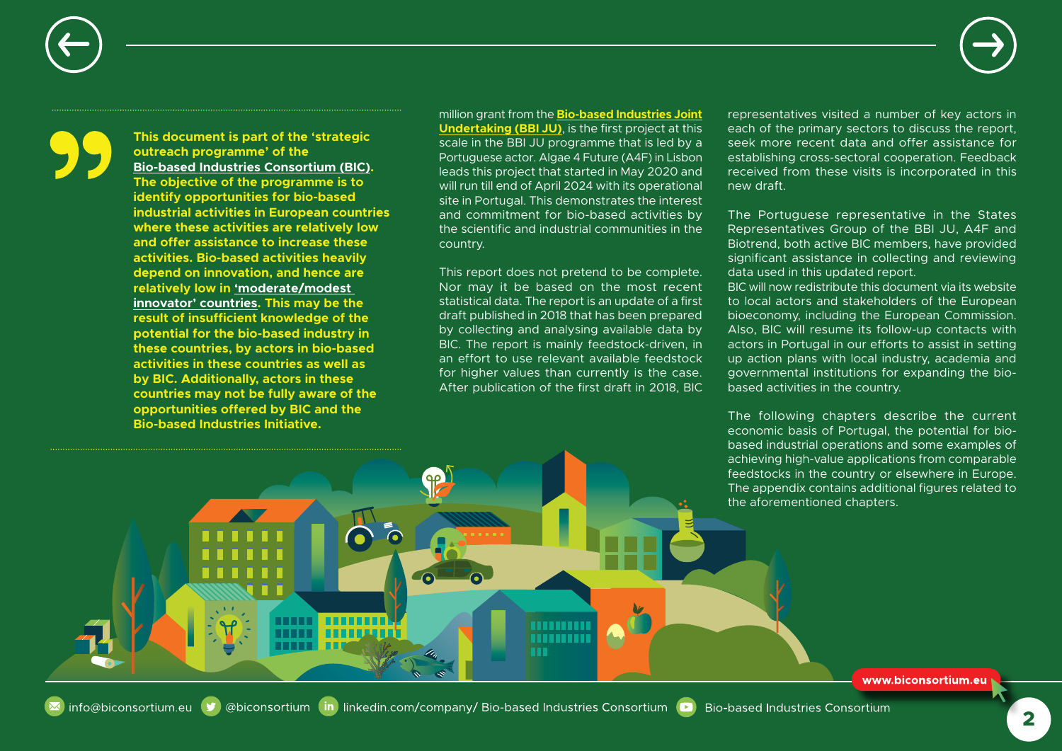> **This document is part of the 'strategic outreach programme' of the Bio-based Industries Consortium (BIC). The objective of the programme is to identify opportunities for bio-based industrial activities in European countries where these activities are relatively low and offer assistance to increase these activities. Bio-based activities heavily depend on innovation, and hence are relatively low in 'moderate/modest innovator' countries. This may be the result of insufficient knowledge of the potential for the bio-based industry in these countries, by actors in bio-based activities in these countries as well as by BIC. Additionally, actors in these countries may not be fully aware of the opportunities offered by BIC and the Bio-based Industries Initiative.**

million grant from the Bio-based Industries Joint Undertaking (BBI JU), is the first project at this scale in the BBI JU programme that is led by a Portuguese actor. Algae 4 Future (A4F) in Lisbon leads this project that started in May 2020 and will run till end of April 2024 with its operational site in Portugal. This demonstrates the interest and commitment for bio-based activities by the scientific and industrial communities in the country.

This report does not pretend to be complete. Nor may it be based on the most recent statistical data. The report is an update of a first draft published in 2018 that has been prepared by collecting and analysing available data by BIC. The report is mainly feedstock-driven, in an effort to use relevant available feedstock for higher values than currently is the case. After publication of the first draft in 2018, BIC representatives visited a number of key actors in each of the primary sectors to discuss the report, seek more recent data and offer assistance for establishing cross-sectoral cooperation. Feedback received from these visits is incorporated in this new draft.

The Portuguese representative in the States Representatives Group of the BBI JU, A4F and Biotrend, both active BIC members, have provided significant assistance in collecting and reviewing data used in this updated report.
BIC will now redistribute this document via its website to local actors and stakeholders of the European bioeconomy, including the European Commission. Also, BIC will resume its follow-up contacts with actors in Portugal in our efforts to assist in setting up action plans with local industry, academia and governmental institutions for expanding the bio-based activities in the country.

The following chapters describe the current economic basis of Portugal, the potential for bio-based industrial operations and some examples of achieving high-value applications from comparable feedstocks in the country or elsewhere in Europe. The appendix contains additional figures related to the aforementioned chapters.

www.biconsortium.eu

info@biconsortium.eu | @biconsortium | linkedin.com/company/ Bio-based Industries Consortium | Bio-based Industries Consortium